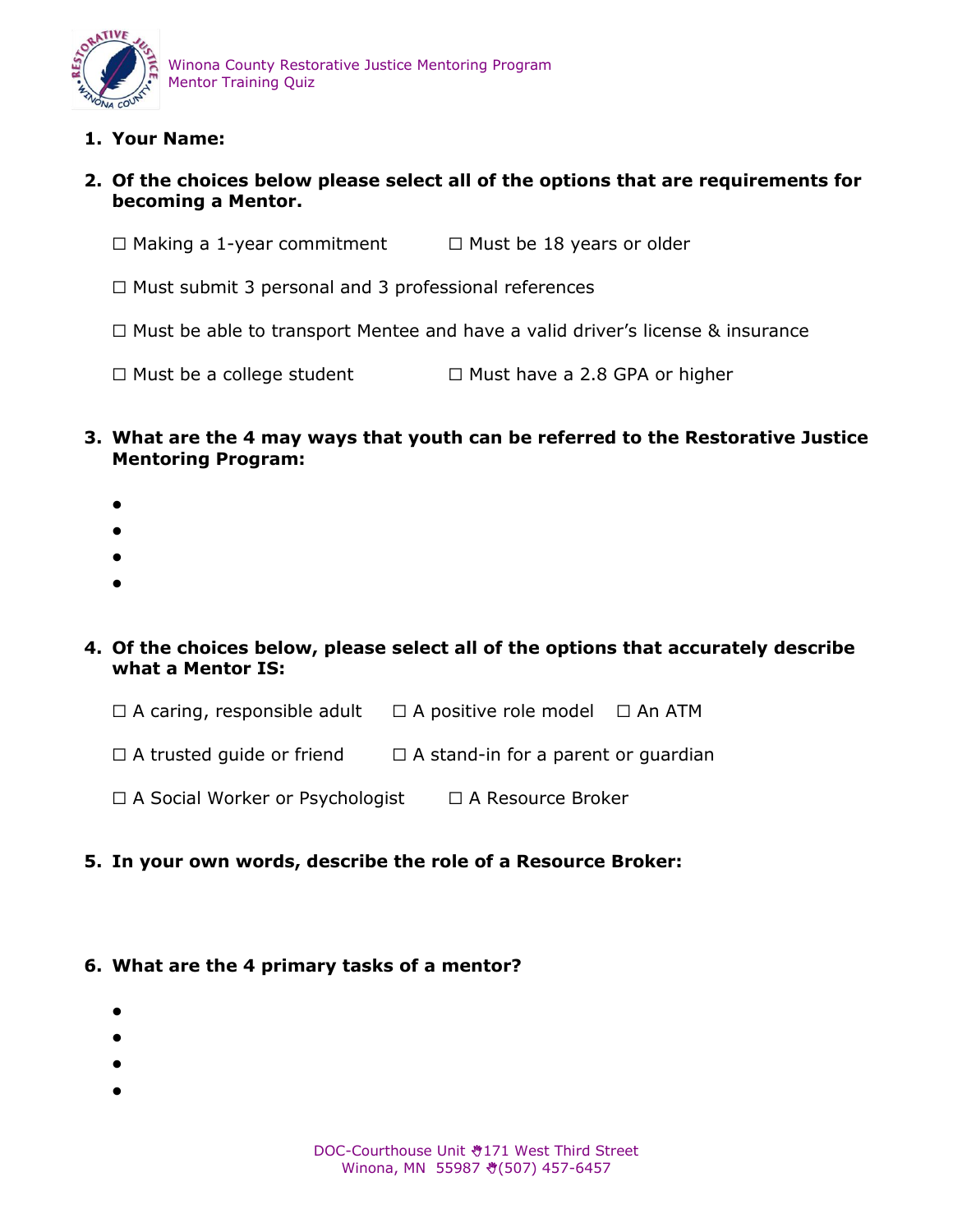Winona County Restorative Justice Mentoring Program
Mentor Training Quiz

1. **Your Name:**

2. **Of the choices below please select all of the options that are requirements for becoming a Mentor.**

   ☐ Making a 1-year commitment  ☐ Must be 18 years or older

   ☐ Must submit 3 personal and 3 professional references

   ☐ Must be able to transport Mentee and have a valid driver's license & insurance

   ☐ Must be a college student  ☐ Must have a 2.8 GPA or higher

3. **What are the 4 may ways that youth can be referred to the Restorative Justice Mentoring Program:**

   - 
   - 
   - 
   - 

4. **Of the choices below, please select all of the options that accurately describe what a Mentor IS:**

   ☐ A caring, responsible adult  ☐ A positive role model  ☐ An ATM

   ☐ A trusted guide or friend  ☐ A stand-in for a parent or guardian

   ☐ A Social Worker or Psychologist  ☐ A Resource Broker

5. **In your own words, describe the role of a Resource Broker:**

6. **What are the 4 primary tasks of a mentor?**

   - 
   - 
   - 
   -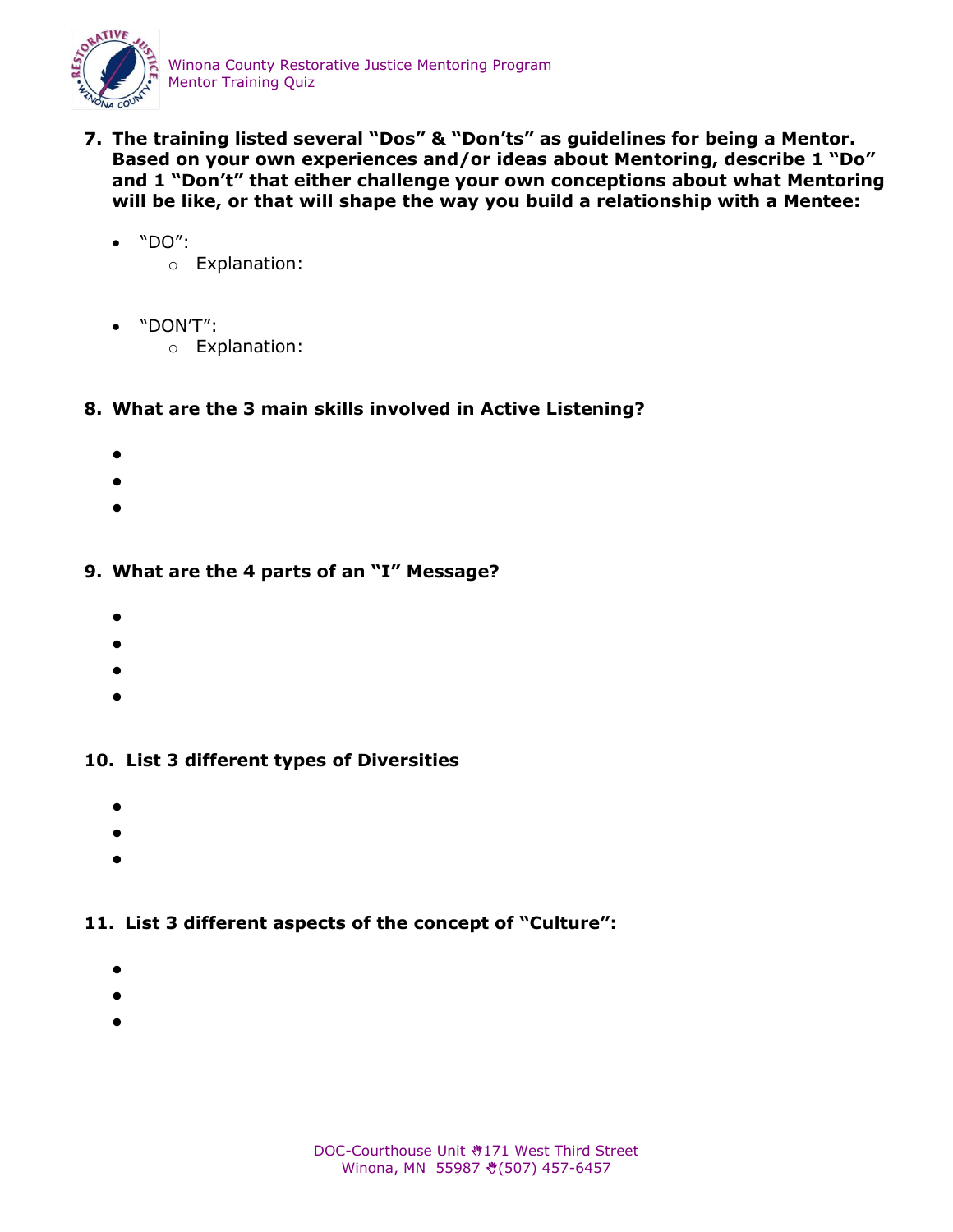7. **The training listed several "Dos" & "Don'ts" as guidelines for being a Mentor. Based on your own experiences and/or ideas about Mentoring, describe 1 "Do" and 1 "Don't" that either challenge your own conceptions about what Mentoring will be like, or that will shape the way you build a relationship with a Mentee:**

   - "DO":
     - Explanation:

   - "DON'T":
     - Explanation:

8. **What are the 3 main skills involved in Active Listening?**

   -
   -
   -

9. **What are the 4 parts of an "I" Message?**

   -
   -
   -
   -

10. **List 3 different types of Diversities**

    -
    -
    -

11. **List 3 different aspects of the concept of "Culture":**

    -
    -
    -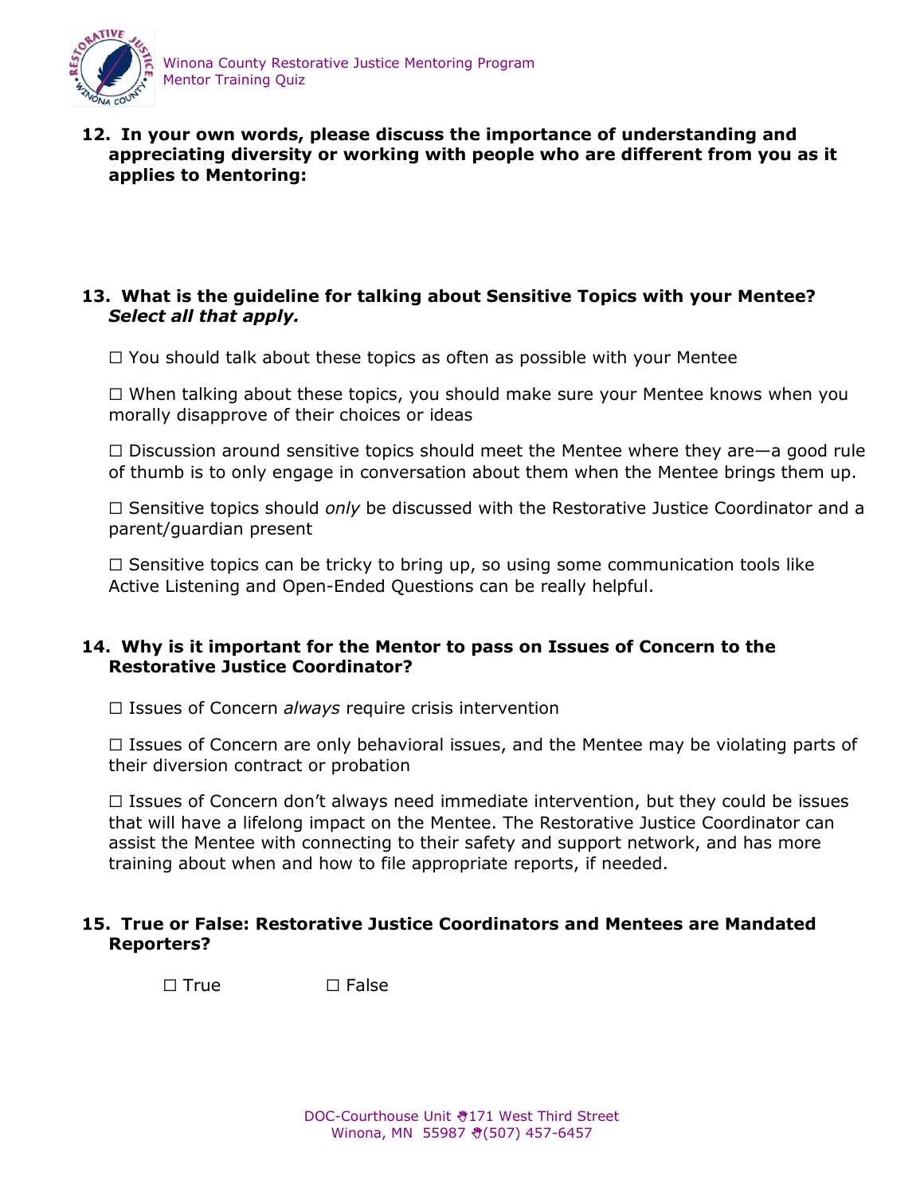**12. In your own words, please discuss the importance of understanding and appreciating diversity or working with people who are different from you as it applies to Mentoring:**

**13. What is the guideline for talking about Sensitive Topics with your Mentee? *Select all that apply.***

☐ You should talk about these topics as often as possible with your Mentee

☐ When talking about these topics, you should make sure your Mentee knows when you morally disapprove of their choices or ideas

☐ Discussion around sensitive topics should meet the Mentee where they are—a good rule of thumb is to only engage in conversation about them when the Mentee brings them up.

☐ Sensitive topics should *only* be discussed with the Restorative Justice Coordinator and a parent/guardian present

☐ Sensitive topics can be tricky to bring up, so using some communication tools like Active Listening and Open-Ended Questions can be really helpful.

**14. Why is it important for the Mentor to pass on Issues of Concern to the Restorative Justice Coordinator?**

☐ Issues of Concern *always* require crisis intervention

☐ Issues of Concern are only behavioral issues, and the Mentee may be violating parts of their diversion contract or probation

☐ Issues of Concern don't always need immediate intervention, but they could be issues that will have a lifelong impact on the Mentee. The Restorative Justice Coordinator can assist the Mentee with connecting to their safety and support network, and has more training about when and how to file appropriate reports, if needed.

**15. True or False: Restorative Justice Coordinators and Mentees are Mandated Reporters?**

☐ True ☐ False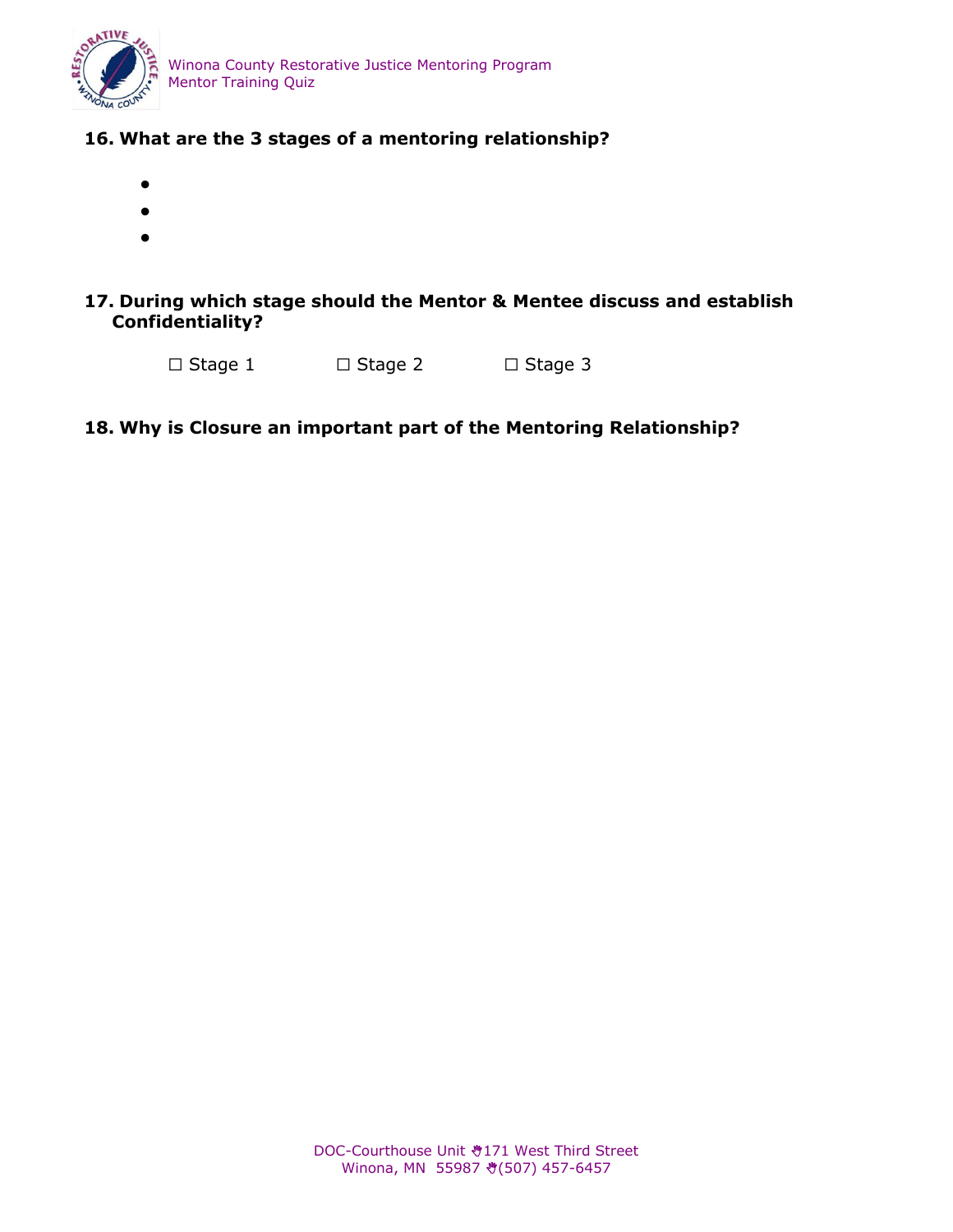**16. What are the 3 stages of a mentoring relationship?**

- 
- 
- 

**17. During which stage should the Mentor & Mentee discuss and establish Confidentiality?**

☐ Stage 1 ☐ Stage 2 ☐ Stage 3

**18. Why is Closure an important part of the Mentoring Relationship?**